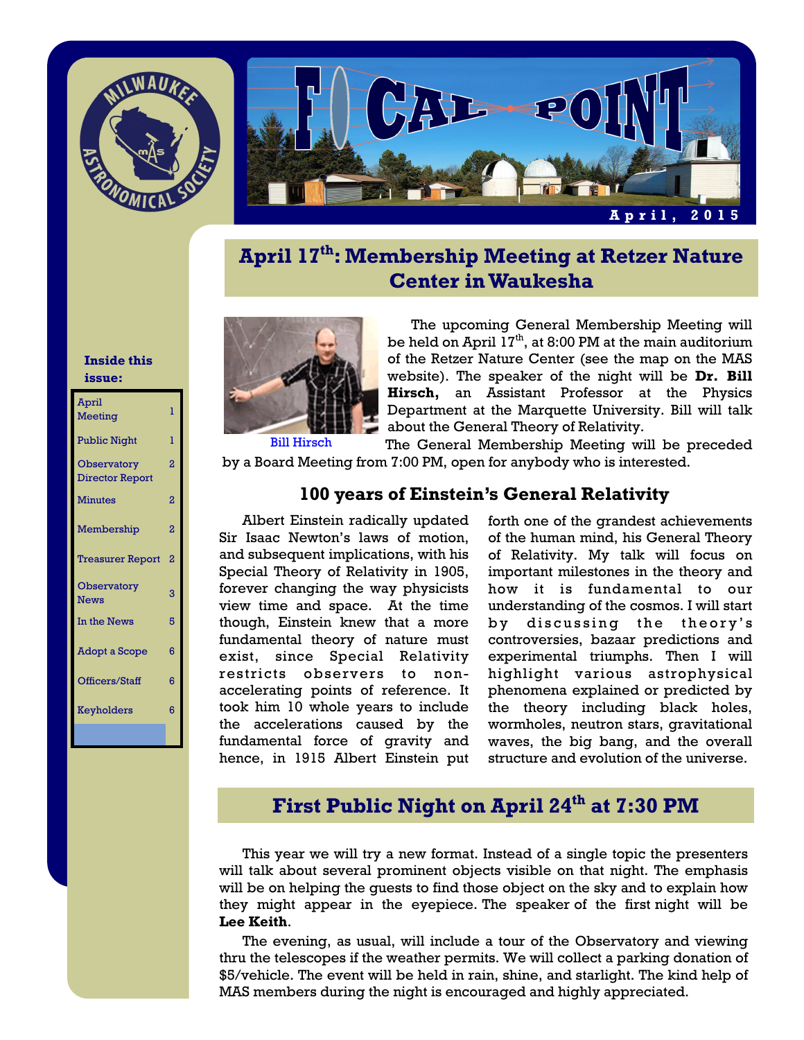# FOCAL POINT

**April, 2015**

**Inside this issue:**

| | |
|---|---|
| April Meeting | 1 |
| Public Night | 1 |
| Observatory Director Report | 2 |
| Minutes | 2 |
| Membership | 2 |
| Treasurer Report | 2 |
| Observatory News | 3 |
| In the News | 5 |
| Adopt a Scope | 6 |
| Officers/Staff | 6 |
| Keyholders | 6 |

## April 17th: Membership Meeting at Retzer Nature Center in Waukesha

Bill Hirsch

The upcoming General Membership Meeting will be held on April 17th, at 8:00 PM at the main auditorium of the Retzer Nature Center (see the map on the MAS website). The speaker of the night will be **Dr. Bill Hirsch,** an Assistant Professor at the Physics Department at the Marquette University. Bill will talk about the General Theory of Relativity.

The General Membership Meeting will be preceded by a Board Meeting from 7:00 PM, open for anybody who is interested.

### 100 years of Einstein's General Relativity

Albert Einstein radically updated Sir Isaac Newton's laws of motion, and subsequent implications, with his Special Theory of Relativity in 1905, forever changing the way physicists view time and space. At the time though, Einstein knew that a more fundamental theory of nature must exist, since Special Relativity restricts observers to non-accelerating points of reference. It took him 10 whole years to include the accelerations caused by the fundamental force of gravity and hence, in 1915 Albert Einstein put forth one of the grandest achievements of the human mind, his General Theory of Relativity. My talk will focus on important milestones in the theory and how it is fundamental to our understanding of the cosmos. I will start by discussing the theory's controversies, bazaar predictions and experimental triumphs. Then I will highlight various astrophysical phenomena explained or predicted by the theory including black holes, wormholes, neutron stars, gravitational waves, the big bang, and the overall structure and evolution of the universe.

## First Public Night on April 24th at 7:30 PM

This year we will try a new format. Instead of a single topic the presenters will talk about several prominent objects visible on that night. The emphasis will be on helping the guests to find those object on the sky and to explain how they might appear in the eyepiece. The speaker of the first night will be **Lee Keith**.

The evening, as usual, will include a tour of the Observatory and viewing thru the telescopes if the weather permits. We will collect a parking donation of $5/vehicle. The event will be held in rain, shine, and starlight. The kind help of MAS members during the night is encouraged and highly appreciated.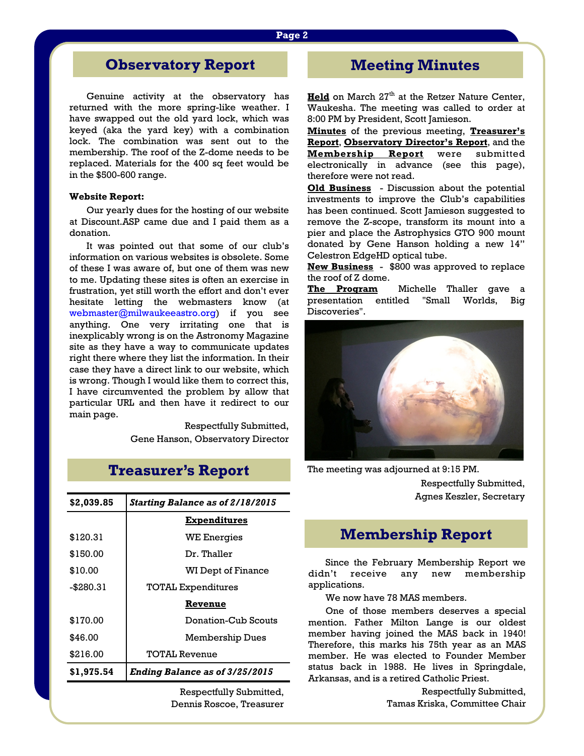## Observatory Report

Genuine activity at the observatory has returned with the more spring-like weather. I have swapped out the old yard lock, which was keyed (aka the yard key) with a combination lock. The combination was sent out to the membership. The roof of the Z-dome needs to be replaced. Materials for the 400 sq feet would be in the $500-600 range.

**Website Report:**

Our yearly dues for the hosting of our website at Discount.ASP came due and I paid them as a donation.

It was pointed out that some of our club's information on various websites is obsolete. Some of these I was aware of, but one of them was new to me. Updating these sites is often an exercise in frustration, yet still worth the effort and don't ever hesitate letting the webmasters know (at webmaster@milwaukeeastro.org) if you see anything. One very irritating one that is inexplicably wrong is on the Astronomy Magazine site as they have a way to communicate updates right there where they list the information. In their case they have a direct link to our website, which is wrong. Though I would like them to correct this, I have circumvented the problem by allow that particular URL and then have it redirect to our main page.

Respectfully Submitted,
Gene Hanson, Observatory Director

## Treasurer's Report

| **$2,039.85** | ***Starting Balance as of 2/18/2015*** |
|---|---|
| | **Expenditures** |
| $120.31 | WE Energies |
| $150.00 | Dr. Thaller |
| $10.00 | WI Dept of Finance |
| -$280.31 | TOTAL Expenditures |
| | **Revenue** |
| $170.00 | Donation-Cub Scouts |
| $46.00 | Membership Dues |
| $216.00 | TOTAL Revenue |
| **$1,975.54** | ***Ending Balance as of 3/25/2015*** |

Respectfully Submitted,
Dennis Roscoe, Treasurer

## Meeting Minutes

**Held** on March 27th at the Retzer Nature Center, Waukesha. The meeting was called to order at 8:00 PM by President, Scott Jamieson.

**Minutes** of the previous meeting, **Treasurer's Report**, **Observatory Director's Report**, and the **Membership Report** were submitted electronically in advance (see this page), therefore were not read.

**Old Business** - Discussion about the potential investments to improve the Club's capabilities has been continued. Scott Jamieson suggested to remove the Z-scope, transform its mount into a pier and place the Astrophysics GTO 900 mount donated by Gene Hanson holding a new 14" Celestron EdgeHD optical tube.

**New Business** - $800 was approved to replace the roof of Z dome.

**The Program** Michelle Thaller gave a presentation entitled "Small Worlds, Big Discoveries".

The meeting was adjourned at 9:15 PM.

Respectfully Submitted,
Agnes Keszler, Secretary

## Membership Report

Since the February Membership Report we didn't receive any new membership applications.

We now have 78 MAS members.

One of those members deserves a special mention. Father Milton Lange is our oldest member having joined the MAS back in 1940! Therefore, this marks his 75th year as an MAS member. He was elected to Founder Member status back in 1988. He lives in Springdale, Arkansas, and is a retired Catholic Priest.

Respectfully Submitted,
Tamas Kriska, Committee Chair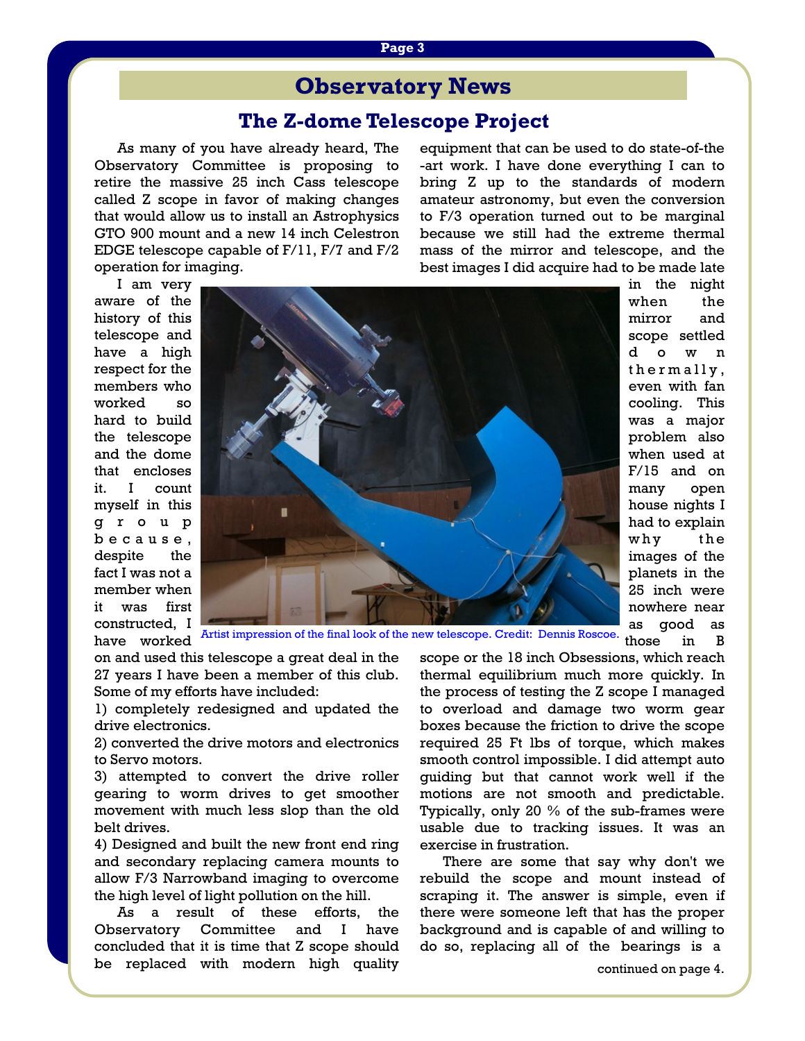# Observatory News

## The Z-dome Telescope Project

As many of you have already heard, The Observatory Committee is proposing to retire the massive 25 inch Cass telescope called Z scope in favor of making changes that would allow us to install an Astrophysics GTO 900 mount and a new 14 inch Celestron EDGE telescope capable of F/11, F/7 and F/2 operation for imaging.

I am very aware of the history of this telescope and have a high respect for the members who worked so hard to build the telescope and the dome that encloses it. I count myself in this group because, despite the fact I was not a member when it was first constructed, I have worked on and used this telescope a great deal in the 27 years I have been a member of this club. Some of my efforts have included:

1) completely redesigned and updated the drive electronics.

2) converted the drive motors and electronics to Servo motors.

3) attempted to convert the drive roller gearing to worm drives to get smoother movement with much less slop than the old belt drives.

4) Designed and built the new front end ring and secondary replacing camera mounts to allow F/3 Narrowband imaging to overcome the high level of light pollution on the hill.

As a result of these efforts, the Observatory Committee and I have concluded that it is time that Z scope should be replaced with modern high quality equipment that can be used to do state-of-the-art work. I have done everything I can to bring Z up to the standards of modern amateur astronomy, but even the conversion to F/3 operation turned out to be marginal because we still had the extreme thermal mass of the mirror and telescope, and the best images I did acquire had to be made late in the night when the mirror and scope settled down thermally, even with fan cooling. This was a major problem also when used at F/15 and on many open house nights I had to explain why the images of the planets in the 25 inch were nowhere near as good as those in B scope or the 18 inch Obsessions, which reach thermal equilibrium much more quickly. In the process of testing the Z scope I managed to overload and damage two worm gear boxes because the friction to drive the scope required 25 Ft lbs of torque, which makes smooth control impossible. I did attempt auto guiding but that cannot work well if the motions are not smooth and predictable. Typically, only 20 % of the sub-frames were usable due to tracking issues. It was an exercise in frustration.

Artist impression of the final look of the new telescope. Credit: Dennis Roscoe.

There are some that say why don't we rebuild the scope and mount instead of scraping it. The answer is simple, even if there were someone left that has the proper background and is capable of and willing to do so, replacing all of the bearings is a

continued on page 4.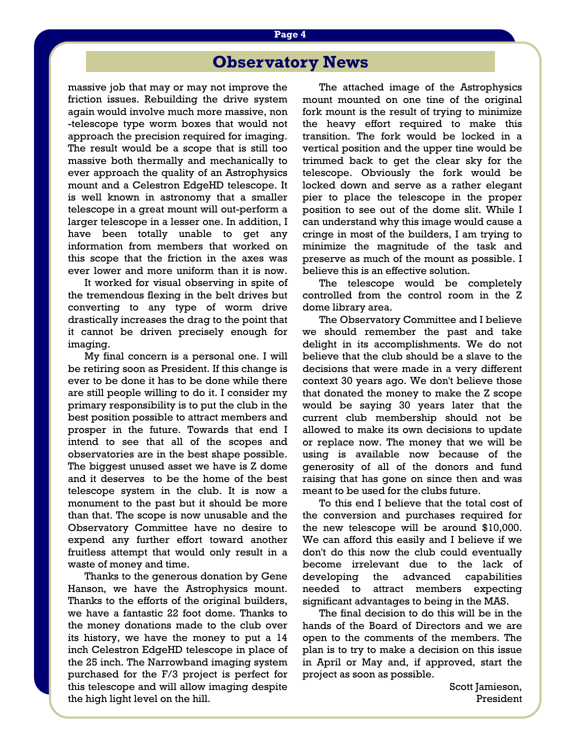## Observatory News

massive job that may or may not improve the friction issues. Rebuilding the drive system again would involve much more massive, non-telescope type worm boxes that would not approach the precision required for imaging. The result would be a scope that is still too massive both thermally and mechanically to ever approach the quality of an Astrophysics mount and a Celestron EdgeHD telescope. It is well known in astronomy that a smaller telescope in a great mount will out-perform a larger telescope in a lesser one. In addition, I have been totally unable to get any information from members that worked on this scope that the friction in the axes was ever lower and more uniform than it is now.

It worked for visual observing in spite of the tremendous flexing in the belt drives but converting to any type of worm drive drastically increases the drag to the point that it cannot be driven precisely enough for imaging.

My final concern is a personal one. I will be retiring soon as President. If this change is ever to be done it has to be done while there are still people willing to do it. I consider my primary responsibility is to put the club in the best position possible to attract members and prosper in the future. Towards that end I intend to see that all of the scopes and observatories are in the best shape possible. The biggest unused asset we have is Z dome and it deserves to be the home of the best telescope system in the club. It is now a monument to the past but it should be more than that. The scope is now unusable and the Observatory Committee have no desire to expend any further effort toward another fruitless attempt that would only result in a waste of money and time.

Thanks to the generous donation by Gene Hanson, we have the Astrophysics mount. Thanks to the efforts of the original builders, we have a fantastic 22 foot dome. Thanks to the money donations made to the club over its history, we have the money to put a 14 inch Celestron EdgeHD telescope in place of the 25 inch. The Narrowband imaging system purchased for the F/3 project is perfect for this telescope and will allow imaging despite the high light level on the hill.

The attached image of the Astrophysics mount mounted on one tine of the original fork mount is the result of trying to minimize the heavy effort required to make this transition. The fork would be locked in a vertical position and the upper tine would be trimmed back to get the clear sky for the telescope. Obviously the fork would be locked down and serve as a rather elegant pier to place the telescope in the proper position to see out of the dome slit. While I can understand why this image would cause a cringe in most of the builders, I am trying to minimize the magnitude of the task and preserve as much of the mount as possible. I believe this is an effective solution.

The telescope would be completely controlled from the control room in the Z dome library area.

The Observatory Committee and I believe we should remember the past and take delight in its accomplishments. We do not believe that the club should be a slave to the decisions that were made in a very different context 30 years ago. We don't believe those that donated the money to make the Z scope would be saying 30 years later that the current club membership should not be allowed to make its own decisions to update or replace now. The money that we will be using is available now because of the generosity of all of the donors and fund raising that has gone on since then and was meant to be used for the clubs future.

To this end I believe that the total cost of the conversion and purchases required for the new telescope will be around $10,000. We can afford this easily and I believe if we don't do this now the club could eventually become irrelevant due to the lack of developing the advanced capabilities needed to attract members expecting significant advantages to being in the MAS.

The final decision to do this will be in the hands of the Board of Directors and we are open to the comments of the members. The plan is to try to make a decision on this issue in April or May and, if approved, start the project as soon as possible.

Scott Jamieson,
President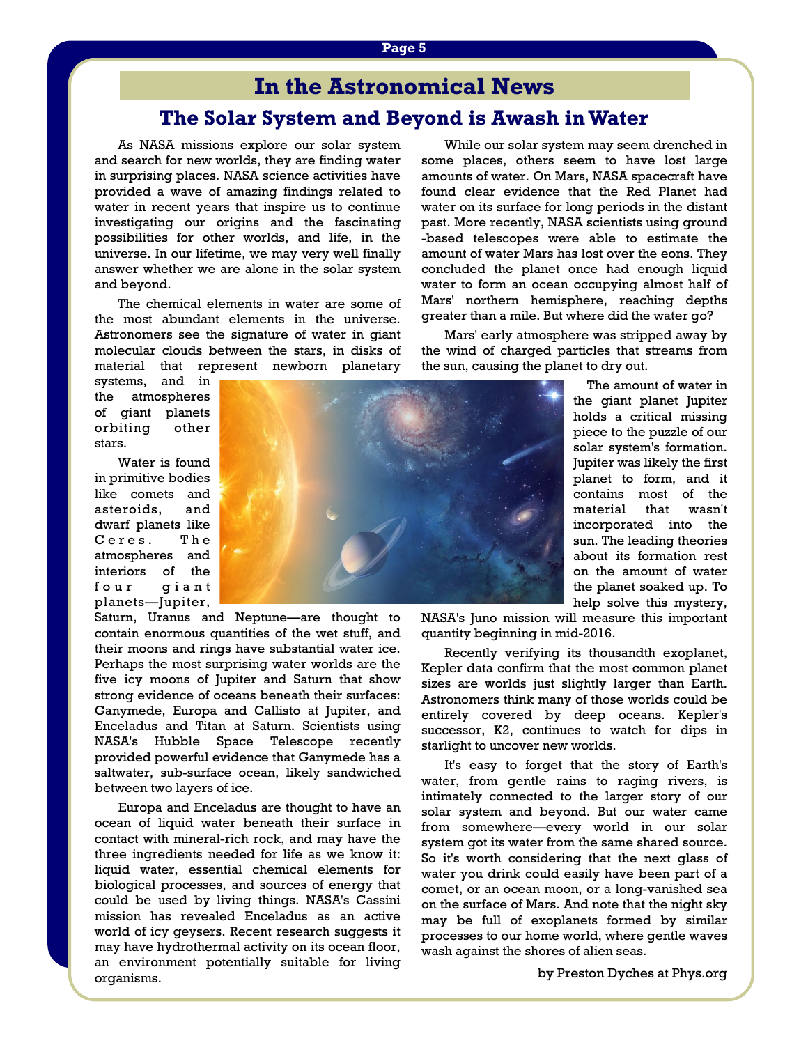# In the Astronomical News

## The Solar System and Beyond is Awash in Water

As NASA missions explore our solar system and search for new worlds, they are finding water in surprising places. NASA science activities have provided a wave of amazing findings related to water in recent years that inspire us to continue investigating our origins and the fascinating possibilities for other worlds, and life, in the universe. In our lifetime, we may very well finally answer whether we are alone in the solar system and beyond.

The chemical elements in water are some of the most abundant elements in the universe. Astronomers see the signature of water in giant molecular clouds between the stars, in disks of material that represent newborn planetary systems, and in the atmospheres of giant planets orbiting other stars.

Water is found in primitive bodies like comets and asteroids, and dwarf planets like Ceres. The atmospheres and interiors of the four giant planets—Jupiter, Saturn, Uranus and Neptune—are thought to contain enormous quantities of the wet stuff, and their moons and rings have substantial water ice. Perhaps the most surprising water worlds are the five icy moons of Jupiter and Saturn that show strong evidence of oceans beneath their surfaces: Ganymede, Europa and Callisto at Jupiter, and Enceladus and Titan at Saturn. Scientists using NASA's Hubble Space Telescope recently provided powerful evidence that Ganymede has a saltwater, sub-surface ocean, likely sandwiched between two layers of ice.

Europa and Enceladus are thought to have an ocean of liquid water beneath their surface in contact with mineral-rich rock, and may have the three ingredients needed for life as we know it: liquid water, essential chemical elements for biological processes, and sources of energy that could be used by living things. NASA's Cassini mission has revealed Enceladus as an active world of icy geysers. Recent research suggests it may have hydrothermal activity on its ocean floor, an environment potentially suitable for living organisms.

While our solar system may seem drenched in some places, others seem to have lost large amounts of water. On Mars, NASA spacecraft have found clear evidence that the Red Planet had water on its surface for long periods in the distant past. More recently, NASA scientists using ground-based telescopes were able to estimate the amount of water Mars has lost over the eons. They concluded the planet once had enough liquid water to form an ocean occupying almost half of Mars' northern hemisphere, reaching depths greater than a mile. But where did the water go?

Mars' early atmosphere was stripped away by the wind of charged particles that streams from the sun, causing the planet to dry out.

The amount of water in the giant planet Jupiter holds a critical missing piece to the puzzle of our solar system's formation. Jupiter was likely the first planet to form, and it contains most of the material that wasn't incorporated into the sun. The leading theories about its formation rest on the amount of water the planet soaked up. To help solve this mystery, NASA's Juno mission will measure this important quantity beginning in mid-2016.

Recently verifying its thousandth exoplanet, Kepler data confirm that the most common planet sizes are worlds just slightly larger than Earth. Astronomers think many of those worlds could be entirely covered by deep oceans. Kepler's successor, K2, continues to watch for dips in starlight to uncover new worlds.

It's easy to forget that the story of Earth's water, from gentle rains to raging rivers, is intimately connected to the larger story of our solar system and beyond. But our water came from somewhere—every world in our solar system got its water from the same shared source. So it's worth considering that the next glass of water you drink could easily have been part of a comet, or an ocean moon, or a long-vanished sea on the surface of Mars. And note that the night sky may be full of exoplanets formed by similar processes to our home world, where gentle waves wash against the shores of alien seas.

by Preston Dyches at Phys.org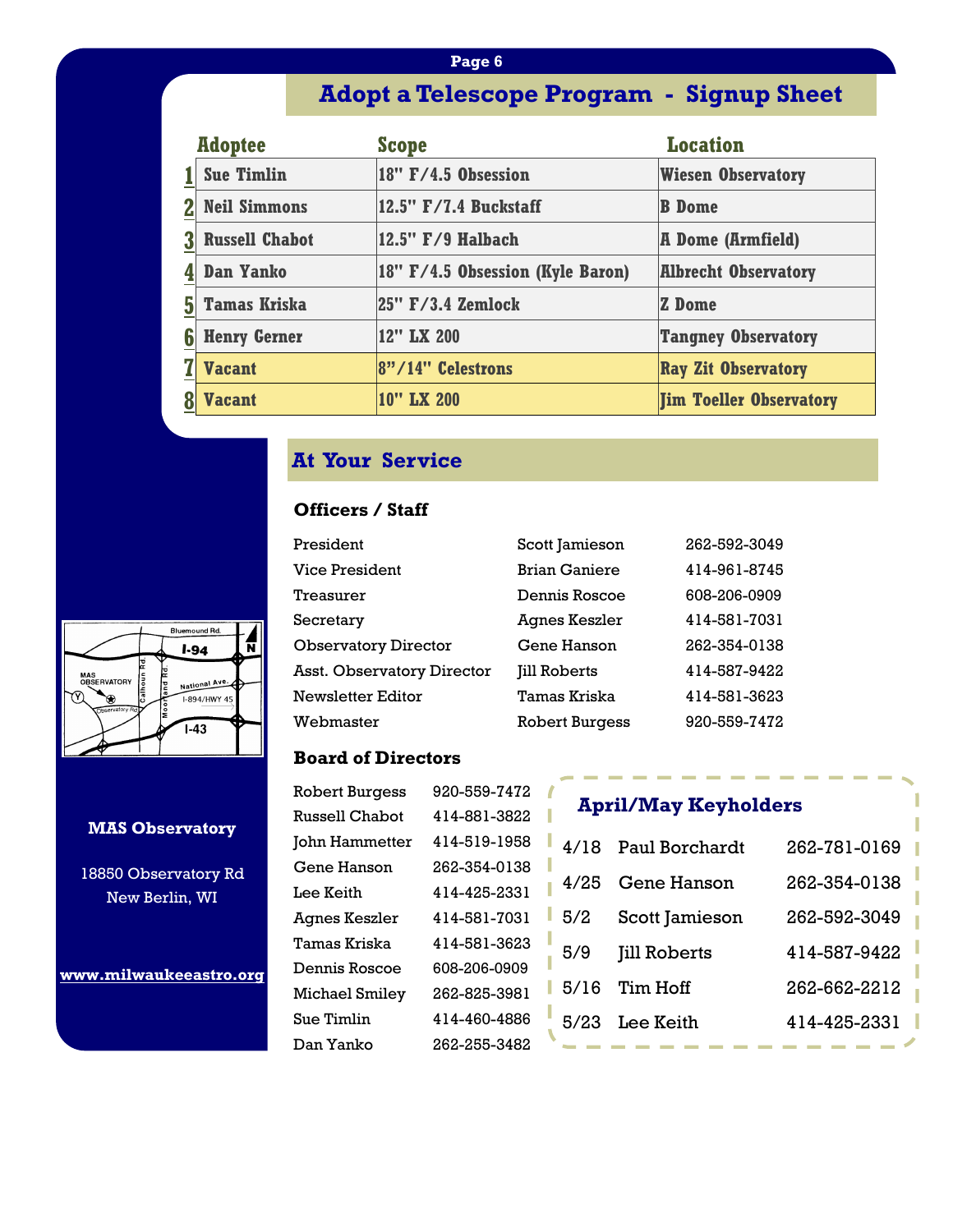## Adopt a Telescope Program - Signup Sheet

| | Adoptee | Scope | Location |
|---|---|---|---|
| 1 | Sue Timlin | 18" F/4.5 Obsession | Wiesen Observatory |
| 2 | Neil Simmons | 12.5" F/7.4 Buckstaff | B Dome |
| 3 | Russell Chabot | 12.5" F/9 Halbach | A Dome (Armfield) |
| 4 | Dan Yanko | 18" F/4.5 Obsession (Kyle Baron) | Albrecht Observatory |
| 5 | Tamas Kriska | 25" F/3.4 Zemlock | Z Dome |
| 6 | Henry Gerner | 12" LX 200 | Tangney Observatory |
| 7 | Vacant | 8"/14" Celestrons | Ray Zit Observatory |
| 8 | Vacant | 10" LX 200 | Jim Toeller Observatory |

## At Your Service

### Officers / Staff

| | | |
|---|---|---|
| President | Scott Jamieson | 262-592-3049 |
| Vice President | Brian Ganiere | 414-961-8745 |
| Treasurer | Dennis Roscoe | 608-206-0909 |
| Secretary | Agnes Keszler | 414-581-7031 |
| Observatory Director | Gene Hanson | 262-354-0138 |
| Asst. Observatory Director | Jill Roberts | 414-587-9422 |
| Newsletter Editor | Tamas Kriska | 414-581-3623 |
| Webmaster | Robert Burgess | 920-559-7472 |

### Board of Directors

| | |
|---|---|
| Robert Burgess | 920-559-7472 |
| Russell Chabot | 414-881-3822 |
| John Hammetter | 414-519-1958 |
| Gene Hanson | 262-354-0138 |
| Lee Keith | 414-425-2331 |
| Agnes Keszler | 414-581-7031 |
| Tamas Kriska | 414-581-3623 |
| Dennis Roscoe | 608-206-0909 |
| Michael Smiley | 262-825-3981 |
| Sue Timlin | 414-460-4886 |
| Dan Yanko | 262-255-3482 |

### April/May Keyholders

| | | |
|---|---|---|
| 4/18 | Paul Borchardt | 262-781-0169 |
| 4/25 | Gene Hanson | 262-354-0138 |
| 5/2 | Scott Jamieson | 262-592-3049 |
| 5/9 | Jill Roberts | 414-587-9422 |
| 5/16 | Tim Hoff | 262-662-2212 |
| 5/23 | Lee Keith | 414-425-2331 |

Bluemound Rd.
I-94
N
MAS OBSERVATORY
Calhoun Rd.
Moorland Rd.
National Ave.
I-894/HWY 45
Y
Observatory Rd
I-43

**MAS Observatory**

18850 Observatory Rd
New Berlin, WI

**www.milwaukeeastro.org**